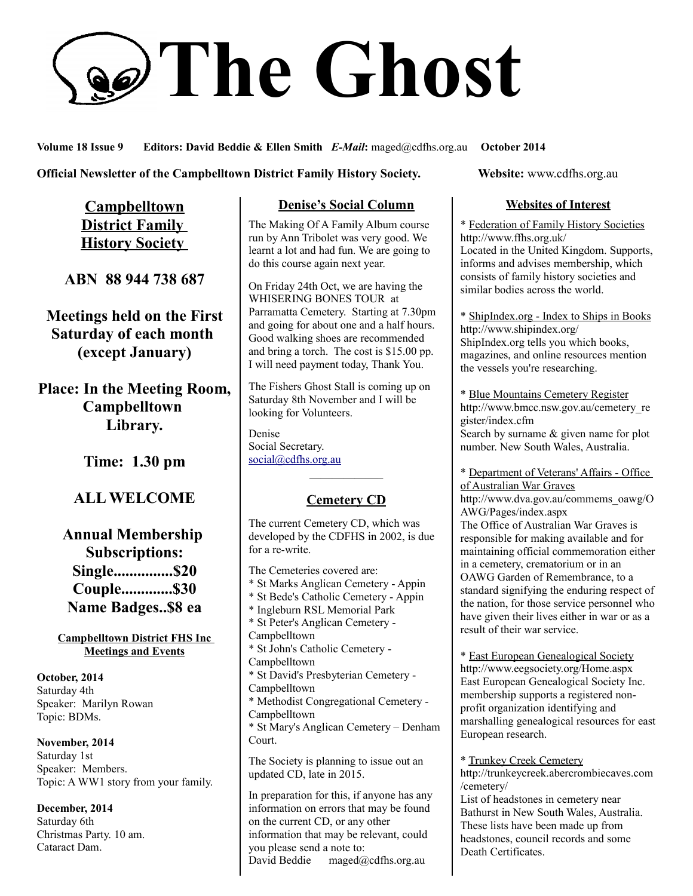# The Ghost

**Volume 18 Issue 9 Editors: David Beddie & Ellen Smith** ***E-Mail*****:** maged@cdfhs.org.au **October 2014**

**Official Newsletter of the Campbelltown District Family History Society.** **Website:** www.cdfhs.org.au

## Campbelltown District Family History Society

**ABN 88 944 738 687**

**Meetings held on the First Saturday of each month (except January)**

**Place: In the Meeting Room, Campbelltown Library.**

**Time: 1.30 pm**

**ALL WELCOME**

**Annual Membership Subscriptions:**
**Single...............$20**
**Couple.............$30**
**Name Badges..$8 ea**

### Campbelltown District FHS Inc Meetings and Events

**October, 2014**
Saturday 4th
Speaker: Marilyn Rowan
Topic: BDMs.

**November, 2014**
Saturday 1st
Speaker: Members.
Topic: A WW1 story from your family.

**December, 2014**
Saturday 6th
Christmas Party. 10 am.
Cataract Dam.

## Denise's Social Column

The Making Of A Family Album course run by Ann Tribolet was very good. We learnt a lot and had fun. We are going to do this course again next year.

On Friday 24th Oct, we are having the WHISERING BONES TOUR at Parramatta Cemetery. Starting at 7.30pm and going for about one and a half hours. Good walking shoes are recommended and bring a torch. The cost is $15.00 pp. I will need payment today, Thank You.

The Fishers Ghost Stall is coming up on Saturday 8th November and I will be looking for Volunteers.

Denise
Social Secretary.
social@cdfhs.org.au

---

## Cemetery CD

The current Cemetery CD, which was developed by the CDFHS in 2002, is due for a re-write.

The Cemeteries covered are:
* St Marks Anglican Cemetery - Appin
* St Bede's Catholic Cemetery - Appin
* Ingleburn RSL Memorial Park
* St Peter's Anglican Cemetery - Campbelltown
* St John's Catholic Cemetery - Campbelltown
* St David's Presbyterian Cemetery - Campbelltown
* Methodist Congregational Cemetery - Campbelltown
* St Mary's Anglican Cemetery – Denham Court.

The Society is planning to issue out an updated CD, late in 2015.

In preparation for this, if anyone has any information on errors that may be found on the current CD, or any other information that may be relevant, could you please send a note to:
David Beddie maged@cdfhs.org.au

## Websites of Interest

* Federation of Family History Societies
http://www.ffhs.org.uk/
Located in the United Kingdom. Supports, informs and advises membership, which consists of family history societies and similar bodies across the world.

* ShipIndex.org - Index to Ships in Books
http://www.shipindex.org/
ShipIndex.org tells you which books, magazines, and online resources mention the vessels you're researching.

* Blue Mountains Cemetery Register
http://www.bmcc.nsw.gov.au/cemetery_register/index.cfm
Search by surname & given name for plot number. New South Wales, Australia.

* Department of Veterans' Affairs - Office of Australian War Graves
http://www.dva.gov.au/commems_oawg/OAWG/Pages/index.aspx
The Office of Australian War Graves is responsible for making available and for maintaining official commemoration either in a cemetery, crematorium or in an OAWG Garden of Remembrance, to a standard signifying the enduring respect of the nation, for those service personnel who have given their lives either in war or as a result of their war service.

* East European Genealogical Society
http://www.eegsociety.org/Home.aspx
East European Genealogical Society Inc. membership supports a registered non-profit organization identifying and marshalling genealogical resources for east European research.

* Trunkey Creek Cemetery
http://trunkeycreek.abercrombiecaves.com/cemetery/
List of headstones in cemetery near Bathurst in New South Wales, Australia. These lists have been made up from headstones, council records and some Death Certificates.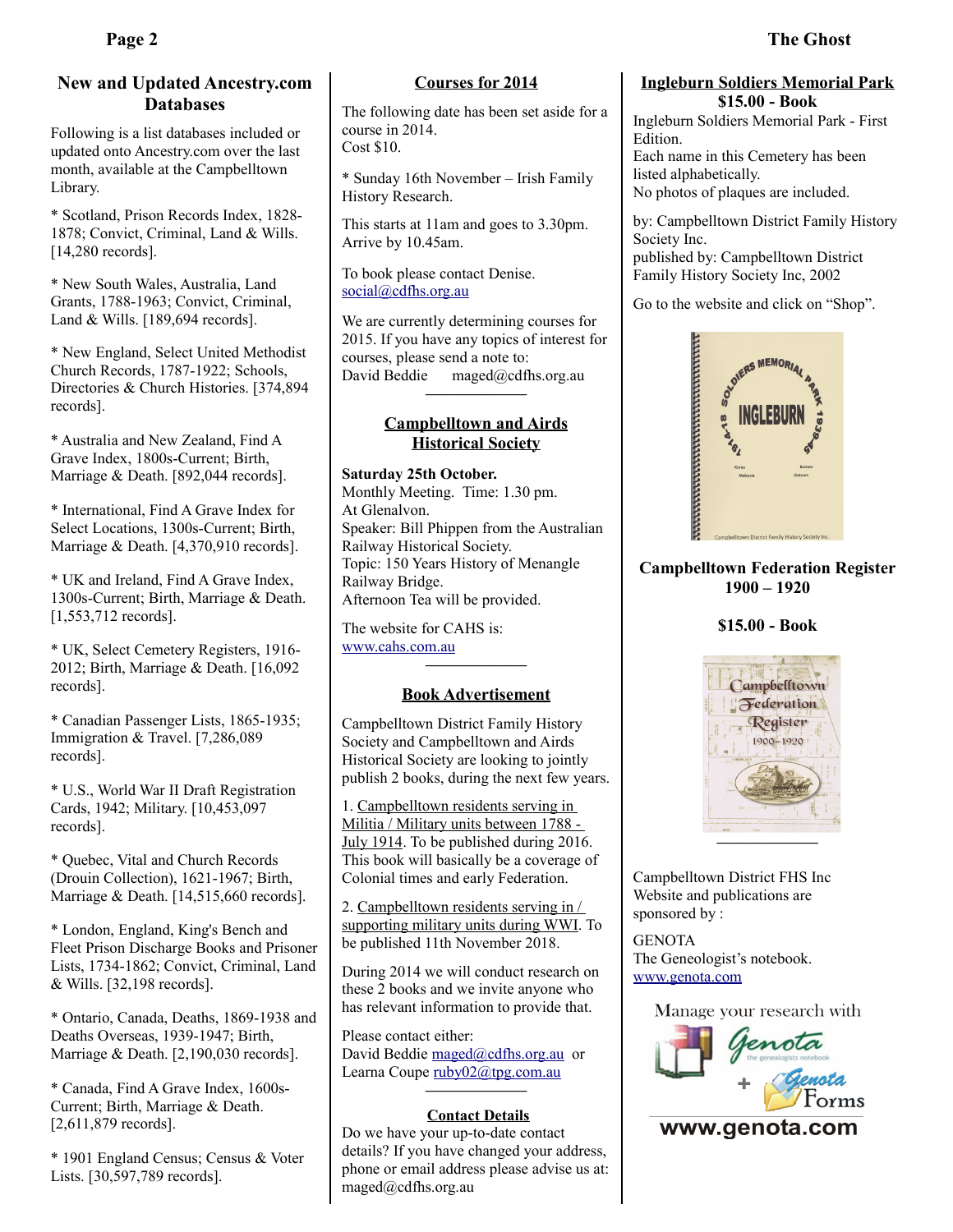## New and Updated Ancestry.com Databases

Following is a list databases included or updated onto Ancestry.com over the last month, available at the Campbelltown Library.

* Scotland, Prison Records Index, 1828-1878; Convict, Criminal, Land & Wills. [14,280 records].

* New South Wales, Australia, Land Grants, 1788-1963; Convict, Criminal, Land & Wills. [189,694 records].

* New England, Select United Methodist Church Records, 1787-1922; Schools, Directories & Church Histories. [374,894 records].

* Australia and New Zealand, Find A Grave Index, 1800s-Current; Birth, Marriage & Death. [892,044 records].

* International, Find A Grave Index for Select Locations, 1300s-Current; Birth, Marriage & Death. [4,370,910 records].

* UK and Ireland, Find A Grave Index, 1300s-Current; Birth, Marriage & Death. [1,553,712 records].

* UK, Select Cemetery Registers, 1916-2012; Birth, Marriage & Death. [16,092 records].

* Canadian Passenger Lists, 1865-1935; Immigration & Travel. [7,286,089 records].

* U.S., World War II Draft Registration Cards, 1942; Military. [10,453,097 records].

* Quebec, Vital and Church Records (Drouin Collection), 1621-1967; Birth, Marriage & Death. [14,515,660 records].

* London, England, King's Bench and Fleet Prison Discharge Books and Prisoner Lists, 1734-1862; Convict, Criminal, Land & Wills. [32,198 records].

* Ontario, Canada, Deaths, 1869-1938 and Deaths Overseas, 1939-1947; Birth, Marriage & Death. [2,190,030 records].

* Canada, Find A Grave Index, 1600s-Current; Birth, Marriage & Death. [2,611,879 records].

* 1901 England Census; Census & Voter Lists. [30,597,789 records].

## Courses for 2014

The following date has been set aside for a course in 2014.
Cost $10.

* Sunday 16th November – Irish Family History Research.

This starts at 11am and goes to 3.30pm. Arrive by 10.45am.

To book please contact Denise.
social@cdfhs.org.au

We are currently determining courses for 2015. If you have any topics of interest for courses, please send a note to:
David Beddie maged@cdfhs.org.au

## Campbelltown and Airds Historical Society

**Saturday 25th October.**
Monthly Meeting. Time: 1.30 pm.
At Glenalvon.
Speaker: Bill Phippen from the Australian Railway Historical Society.
Topic: 150 Years History of Menangle Railway Bridge.
Afternoon Tea will be provided.

The website for CAHS is:
www.cahs.com.au

## Book Advertisement

Campbelltown District Family History Society and Campbelltown and Airds Historical Society are looking to jointly publish 2 books, during the next few years.

1. Campbelltown residents serving in Militia / Military units between 1788 - July 1914. To be published during 2016. This book will basically be a coverage of Colonial times and early Federation.

2. Campbelltown residents serving in / supporting military units during WWI. To be published 11th November 2018.

During 2014 we will conduct research on these 2 books and we invite anyone who has relevant information to provide that.

Please contact either:
David Beddie maged@cdfhs.org.au or
Learna Coupe ruby02@tpg.com.au

## Contact Details

Do we have your up-to-date contact details? If you have changed your address, phone or email address please advise us at: maged@cdfhs.org.au

## Ingleburn Soldiers Memorial Park $15.00 - Book

Ingleburn Soldiers Memorial Park - First Edition.
Each name in this Cemetery has been listed alphabetically.
No photos of plaques are included.

by: Campbelltown District Family History Society Inc.
published by: Campbelltown District Family History Society Inc, 2002

Go to the website and click on "Shop".

## Campbelltown Federation Register 1900 – 1920

**$15.00 - Book**

Campbelltown District FHS Inc Website and publications are sponsored by :

GENOTA
The Geneologist's notebook.
www.genota.com